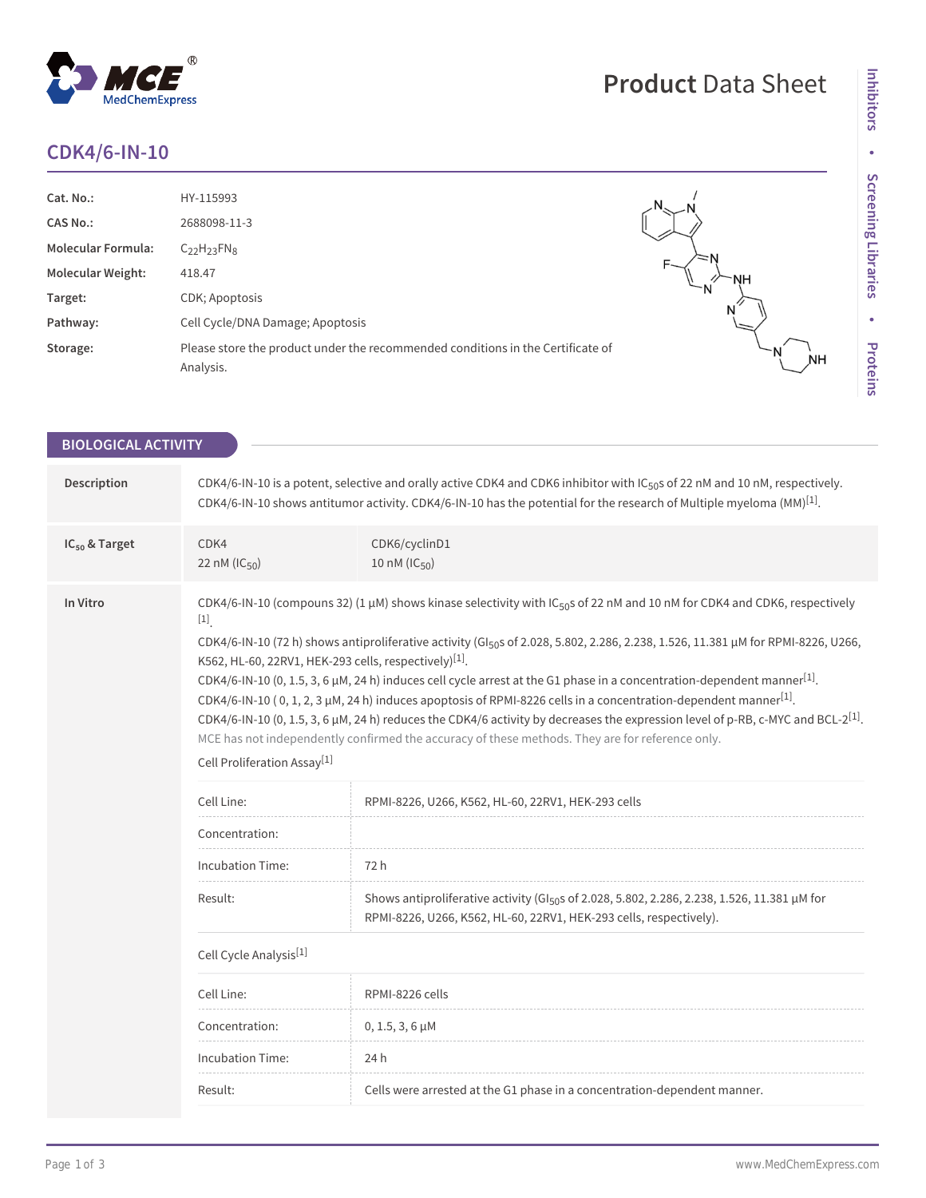# CDK4/6-IN-10

**Product Data Sheet**

| | |
|---|---|
| **Cat. No.:** | HY-115993 |
| **CAS No.:** | 2688098-11-3 |
| **Molecular Formula:** | $C_{22}H_{23}FN_8$ |
| **Molecular Weight:** | 418.47 |
| **Target:** | CDK; Apoptosis |
| **Pathway:** | Cell Cycle/DNA Damage; Apoptosis |
| **Storage:** | Please store the product under the recommended conditions in the Certificate of Analysis. |

## BIOLOGICAL ACTIVITY

**Description**

CDK4/6-IN-10 is a potent, selective and orally active CDK4 and CDK6 inhibitor with $IC_{50}$s of 22 nM and 10 nM, respectively. CDK4/6-IN-10 shows antitumor activity. CDK4/6-IN-10 has the potential for the research of Multiple myeloma (MM)[1].

**$IC_{50}$ & Target**

| CDK4 | CDK6/cyclinD1 |
|---|---|
| 22 nM ($IC_{50}$) | 10 nM ($IC_{50}$) |

**In Vitro**

CDK4/6-IN-10 (compouns 32) (1 μM) shows kinase selectivity with $IC_{50}$s of 22 nM and 10 nM for CDK4 and CDK6, respectively [1].

CDK4/6-IN-10 (72 h) shows antiproliferative activity ($GI_{50}$s of 2.028, 5.802, 2.286, 2.238, 1.526, 11.381 μM for RPMI-8226, U266, K562, HL-60, 22RV1, HEK-293 cells, respectively)[1].

CDK4/6-IN-10 (0, 1.5, 3, 6 μM, 24 h) induces cell cycle arrest at the G1 phase in a concentration-dependent manner[1].

CDK4/6-IN-10 ( 0, 1, 2, 3 μM, 24 h) induces apoptosis of RPMI-8226 cells in a concentration-dependent manner[1].

CDK4/6-IN-10 (0, 1.5, 3, 6 μM, 24 h) reduces the CDK4/6 activity by decreases the expression level of p-RB, c-MYC and BCL-2[1].

MCE has not independently confirmed the accuracy of these methods. They are for reference only.

Cell Proliferation Assay[1]

| | |
|---|---|
| Cell Line: | RPMI-8226, U266, K562, HL-60, 22RV1, HEK-293 cells |
| Concentration: | |
| Incubation Time: | 72 h |
| Result: | Shows antiproliferative activity ($GI_{50}$s of 2.028, 5.802, 2.286, 2.238, 1.526, 11.381 μM for RPMI-8226, U266, K562, HL-60, 22RV1, HEK-293 cells, respectively). |

Cell Cycle Analysis[1]

| | |
|---|---|
| Cell Line: | RPMI-8226 cells |
| Concentration: | 0, 1.5, 3, 6 μM |
| Incubation Time: | 24 h |
| Result: | Cells were arrested at the G1 phase in a concentration-dependent manner. |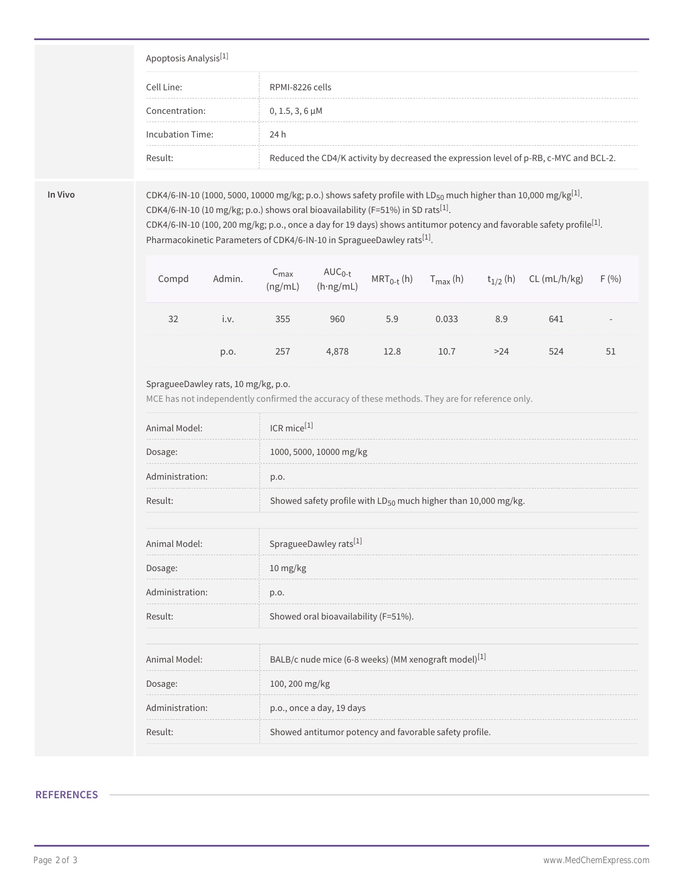Apoptosis Analysis[1]

| | |
|---|---|
| Cell Line: | RPMI-8226 cells |
| Concentration: | 0, 1.5, 3, 6 μM |
| Incubation Time: | 24 h |
| Result: | Reduced the CD4/K activity by decreased the expression level of p-RB, c-MYC and BCL-2. |

**In Vivo**

CDK4/6-IN-10 (1000, 5000, 10000 mg/kg; p.o.) shows safety profile with $LD_{50}$ much higher than 10,000 mg/kg[1].
CDK4/6-IN-10 (10 mg/kg; p.o.) shows oral bioavailability (F=51%) in SD rats[1].
CDK4/6-IN-10 (100, 200 mg/kg; p.o., once a day for 19 days) shows antitumor potency and favorable safety profile[1].
Pharmacokinetic Parameters of CDK4/6-IN-10 in SpragueeDawley rats[1].

| Compd | Admin. | $C_{max}$ (ng/mL) | $AUC_{0-t}$ (h·ng/mL) | $MRT_{0-t}$ (h) | $T_{max}$ (h) | $t_{1/2}$ (h) | CL (mL/h/kg) | F (%) |
|---|---|---|---|---|---|---|---|---|
| 32 | i.v. | 355 | 960 | 5.9 | 0.033 | 8.9 | 641 | - |
| | p.o. | 257 | 4,878 | 12.8 | 10.7 | >24 | 524 | 51 |

SpragueeDawley rats, 10 mg/kg, p.o.

MCE has not independently confirmed the accuracy of these methods. They are for reference only.

| | |
|---|---|
| Animal Model: | ICR mice[1] |
| Dosage: | 1000, 5000, 10000 mg/kg |
| Administration: | p.o. |
| Result: | Showed safety profile with $LD_{50}$ much higher than 10,000 mg/kg. |

| | |
|---|---|
| Animal Model: | SpragueeDawley rats[1] |
| Dosage: | 10 mg/kg |
| Administration: | p.o. |
| Result: | Showed oral bioavailability (F=51%). |

| | |
|---|---|
| Animal Model: | BALB/c nude mice (6-8 weeks) (MM xenograft model)[1] |
| Dosage: | 100, 200 mg/kg |
| Administration: | p.o., once a day, 19 days |
| Result: | Showed antitumor potency and favorable safety profile. |

## REFERENCES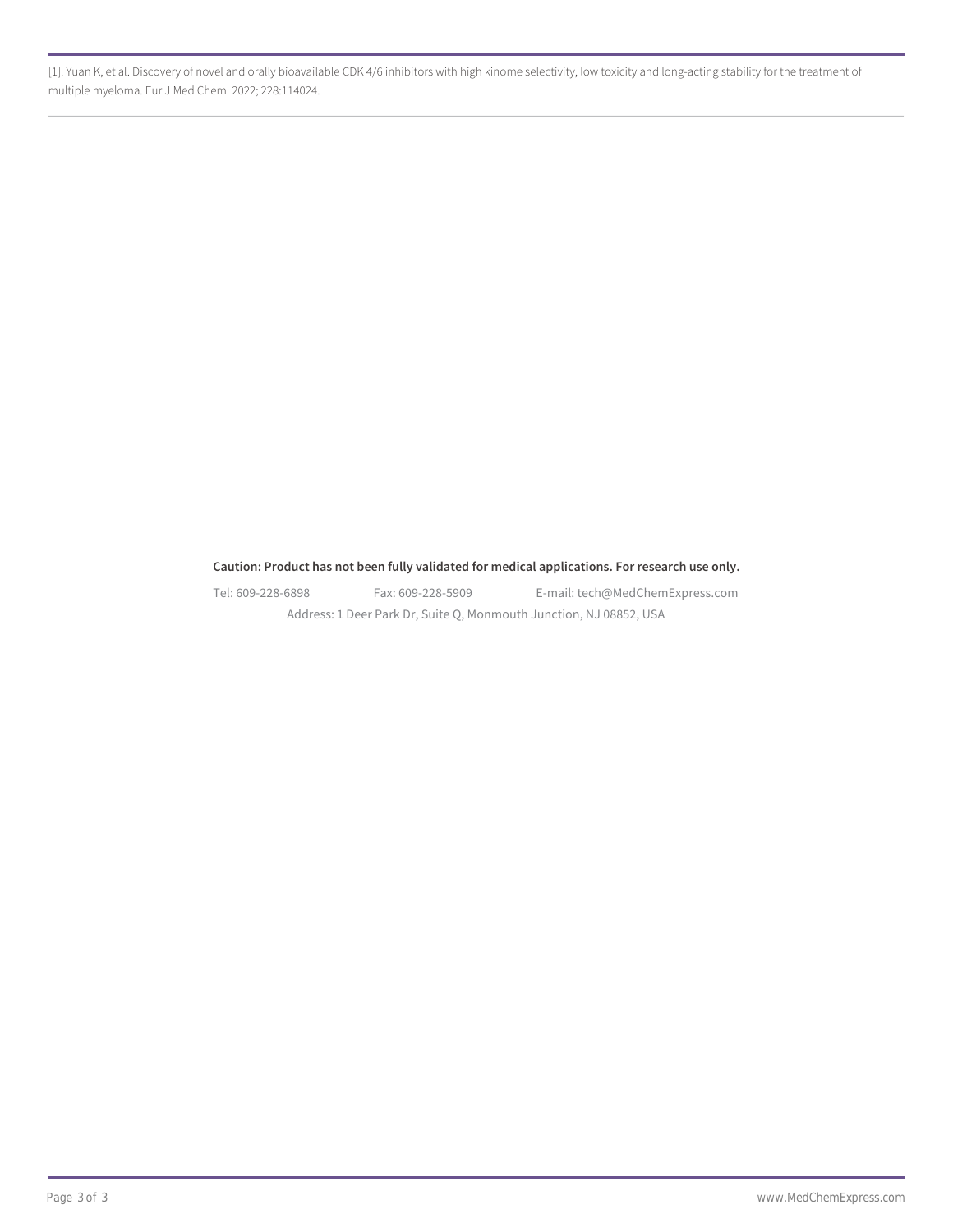[1]. Yuan K, et al. Discovery of novel and orally bioavailable CDK 4/6 inhibitors with high kinome selectivity, low toxicity and long-acting stability for the treatment of multiple myeloma. Eur J Med Chem. 2022; 228:114024.

**Caution: Product has not been fully validated for medical applications. For research use only.**

Tel: 609-228-6898 Fax: 609-228-5909 E-mail: tech@MedChemExpress.com

Address: 1 Deer Park Dr, Suite Q, Monmouth Junction, NJ 08852, USA